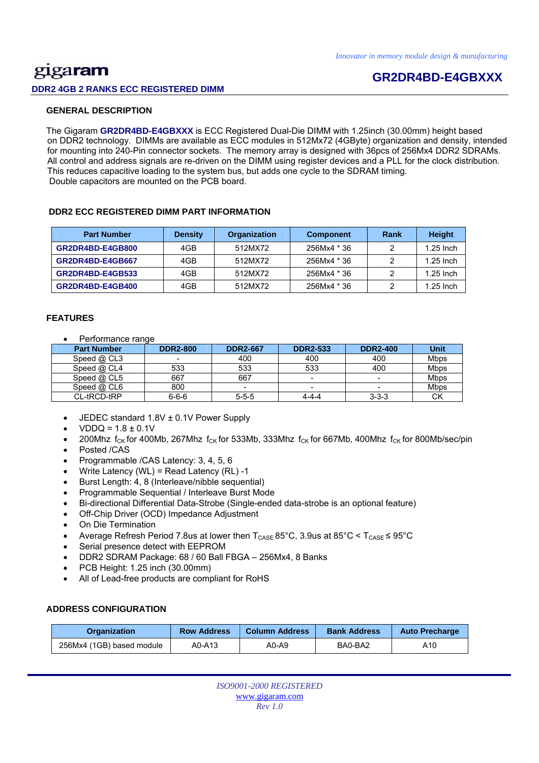*Innovator in memory module design & manufacturing*

gigaram

## GR2DR4BD-E4GBXXX

**DDR2 4GB 2 RANKS ECC REGISTERED DIMM**

### GENERAL DESCRIPTION

The Gigaram **GR2DR4BD-E4GBXXX** is ECC Registered Dual-Die DIMM with 1.25inch (30.00mm) height based on DDR2 technology. DIMMs are available as ECC modules in 512Mx72 (4GByte) organization and density, intended for mounting into 240-Pin connector sockets. The memory array is designed with 36pcs of 256Mx4 DDR2 SDRAMs. All control and address signals are re-driven on the DIMM using register devices and a PLL for the clock distribution. This reduces capacitive loading to the system bus, but adds one cycle to the SDRAM timing. Double capacitors are mounted on the PCB board.

### DDR2 ECC REGISTERED DIMM PART INFORMATION

| Part Number | Density | Organization | Component | Rank | Height |
|---|---|---|---|---|---|
| **GR2DR4BD-E4GB800** | 4GB | 512MX72 | 256Mx4 * 36 | 2 | 1.25 Inch |
| **GR2DR4BD-E4GB667** | 4GB | 512MX72 | 256Mx4 * 36 | 2 | 1.25 Inch |
| **GR2DR4BD-E4GB533** | 4GB | 512MX72 | 256Mx4 * 36 | 2 | 1.25 Inch |
| **GR2DR4BD-E4GB400** | 4GB | 512MX72 | 256Mx4 * 36 | 2 | 1.25 Inch |

### FEATURES

- Performance range

| Part Number | DDR2-800 | DDR2-667 | DDR2-533 | DDR2-400 | Unit |
|---|---|---|---|---|---|
| Speed @ CL3 | - | 400 | 400 | 400 | Mbps |
| Speed @ CL4 | 533 | 533 | 533 | 400 | Mbps |
| Speed @ CL5 | 667 | 667 | - | - | Mbps |
| Speed @ CL6 | 800 | - | - | - | Mbps |
| CL-tRCD-tRP | 6-6-6 | 5-5-5 | 4-4-4 | 3-3-3 | CK |

- JEDEC standard 1.8V ± 0.1V Power Supply
- VDDQ = 1.8 ± 0.1V
- 200Mhz $f_{CK}$ for 400Mb, 267Mhz $f_{CK}$ for 533Mb, 333Mhz $f_{CK}$ for 667Mb, 400Mhz $f_{CK}$ for 800Mb/sec/pin
- Posted /CAS
- Programmable /CAS Latency: 3, 4, 5, 6
- Write Latency (WL) = Read Latency (RL) -1
- Burst Length: 4, 8 (Interleave/nibble sequential)
- Programmable Sequential / Interleave Burst Mode
- Bi-directional Differential Data-Strobe (Single-ended data-strobe is an optional feature)
- Off-Chip Driver (OCD) Impedance Adjustment
- On Die Termination
- Average Refresh Period 7.8us at lower then $T_{CASE}$ 85°C, 3.9us at 85°C < $T_{CASE}$ ≤ 95°C
- Serial presence detect with EEPROM
- DDR2 SDRAM Package: 68 / 60 Ball FBGA – 256Mx4, 8 Banks
- PCB Height: 1.25 inch (30.00mm)
- All of Lead-free products are compliant for RoHS

### ADDRESS CONFIGURATION

| Organization | Row Address | Column Address | Bank Address | Auto Precharge |
|---|---|---|---|---|
| 256Mx4 (1GB) based module | A0-A13 | A0-A9 | BA0-BA2 | A10 |

*ISO9001-2000 REGISTERED*
www.gigaram.com
*Rev 1.0*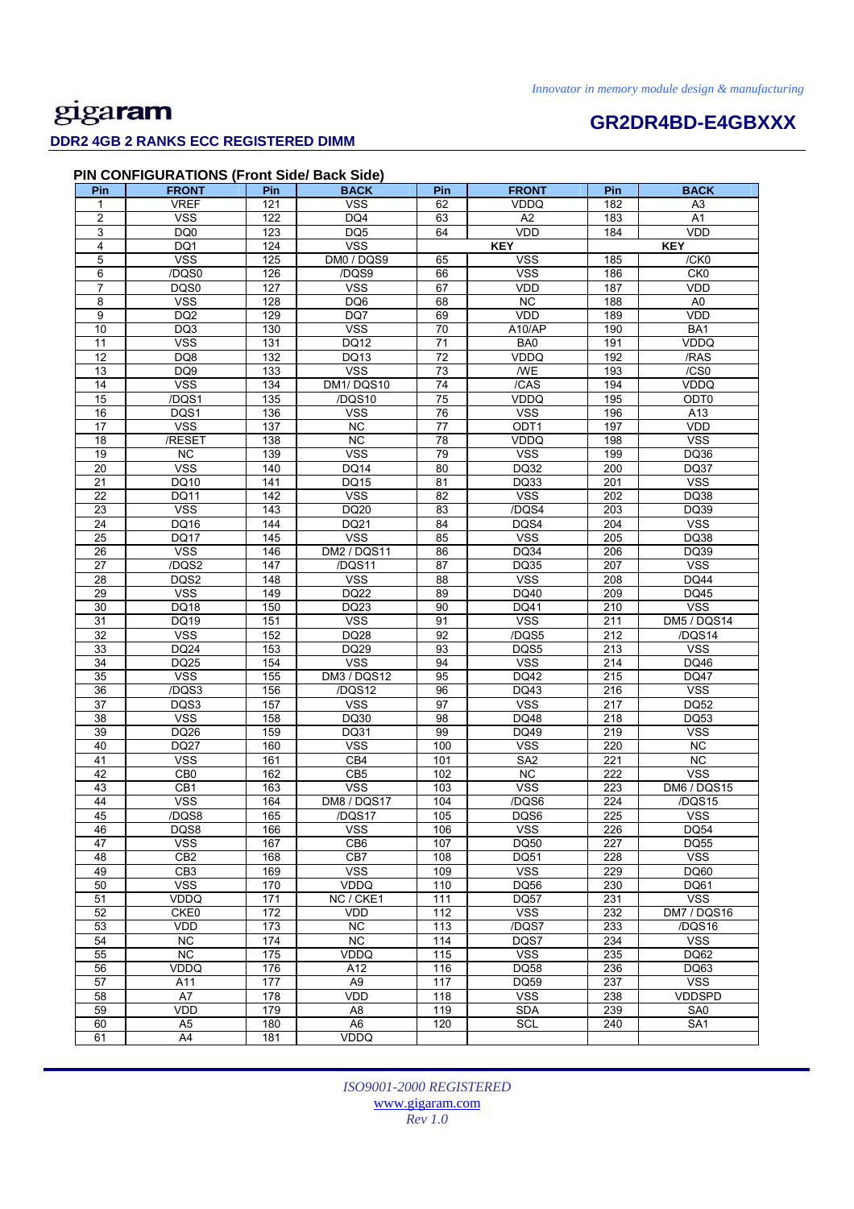**PIN CONFIGURATIONS (Front Side/ Back Side)**

| Pin | FRONT | Pin | BACK | Pin | FRONT | Pin | BACK |
|---|---|---|---|---|---|---|---|
| 1 | VREF | 121 | VSS | 62 | VDDQ | 182 | A3 |
| 2 | VSS | 122 | DQ4 | 63 | A2 | 183 | A1 |
| 3 | DQ0 | 123 | DQ5 | 64 | VDD | 184 | VDD |
| 4 | DQ1 | 124 | VSS | KEY | | KEY | |
| 5 | VSS | 125 | DM0 / DQS9 | 65 | VSS | 185 | /CK0 |
| 6 | /DQS0 | 126 | /DQS9 | 66 | VSS | 186 | CK0 |
| 7 | DQS0 | 127 | VSS | 67 | VDD | 187 | VDD |
| 8 | VSS | 128 | DQ6 | 68 | NC | 188 | A0 |
| 9 | DQ2 | 129 | DQ7 | 69 | VDD | 189 | VDD |
| 10 | DQ3 | 130 | VSS | 70 | A10/AP | 190 | BA1 |
| 11 | VSS | 131 | DQ12 | 71 | BA0 | 191 | VDDQ |
| 12 | DQ8 | 132 | DQ13 | 72 | VDDQ | 192 | /RAS |
| 13 | DQ9 | 133 | VSS | 73 | /WE | 193 | /CS0 |
| 14 | VSS | 134 | DM1/ DQS10 | 74 | /CAS | 194 | VDDQ |
| 15 | /DQS1 | 135 | /DQS10 | 75 | VDDQ | 195 | ODT0 |
| 16 | DQS1 | 136 | VSS | 76 | VSS | 196 | A13 |
| 17 | VSS | 137 | NC | 77 | ODT1 | 197 | VDD |
| 18 | /RESET | 138 | NC | 78 | VDDQ | 198 | VSS |
| 19 | NC | 139 | VSS | 79 | VSS | 199 | DQ36 |
| 20 | VSS | 140 | DQ14 | 80 | DQ32 | 200 | DQ37 |
| 21 | DQ10 | 141 | DQ15 | 81 | DQ33 | 201 | VSS |
| 22 | DQ11 | 142 | VSS | 82 | VSS | 202 | DQ38 |
| 23 | VSS | 143 | DQ20 | 83 | /DQS4 | 203 | DQ39 |
| 24 | DQ16 | 144 | DQ21 | 84 | DQS4 | 204 | VSS |
| 25 | DQ17 | 145 | VSS | 85 | VSS | 205 | DQ38 |
| 26 | VSS | 146 | DM2 / DQS11 | 86 | DQ34 | 206 | DQ39 |
| 27 | /DQS2 | 147 | /DQS11 | 87 | DQ35 | 207 | VSS |
| 28 | DQS2 | 148 | VSS | 88 | VSS | 208 | DQ44 |
| 29 | VSS | 149 | DQ22 | 89 | DQ40 | 209 | DQ45 |
| 30 | DQ18 | 150 | DQ23 | 90 | DQ41 | 210 | VSS |
| 31 | DQ19 | 151 | VSS | 91 | VSS | 211 | DM5 / DQS14 |
| 32 | VSS | 152 | DQ28 | 92 | /DQS5 | 212 | /DQS14 |
| 33 | DQ24 | 153 | DQ29 | 93 | DQS5 | 213 | VSS |
| 34 | DQ25 | 154 | VSS | 94 | VSS | 214 | DQ46 |
| 35 | VSS | 155 | DM3 / DQS12 | 95 | DQ42 | 215 | DQ47 |
| 36 | /DQS3 | 156 | /DQS12 | 96 | DQ43 | 216 | VSS |
| 37 | DQS3 | 157 | VSS | 97 | VSS | 217 | DQ52 |
| 38 | VSS | 158 | DQ30 | 98 | DQ48 | 218 | DQ53 |
| 39 | DQ26 | 159 | DQ31 | 99 | DQ49 | 219 | VSS |
| 40 | DQ27 | 160 | VSS | 100 | VSS | 220 | NC |
| 41 | VSS | 161 | CB4 | 101 | SA2 | 221 | NC |
| 42 | CB0 | 162 | CB5 | 102 | NC | 222 | VSS |
| 43 | CB1 | 163 | VSS | 103 | VSS | 223 | DM6 / DQS15 |
| 44 | VSS | 164 | DM8 / DQS17 | 104 | /DQS6 | 224 | /DQS15 |
| 45 | /DQS8 | 165 | /DQS17 | 105 | DQS6 | 225 | VSS |
| 46 | DQS8 | 166 | VSS | 106 | VSS | 226 | DQ54 |
| 47 | VSS | 167 | CB6 | 107 | DQ50 | 227 | DQ55 |
| 48 | CB2 | 168 | CB7 | 108 | DQ51 | 228 | VSS |
| 49 | CB3 | 169 | VSS | 109 | VSS | 229 | DQ60 |
| 50 | VSS | 170 | VDDQ | 110 | DQ56 | 230 | DQ61 |
| 51 | VDDQ | 171 | NC / CKE1 | 111 | DQ57 | 231 | VSS |
| 52 | CKE0 | 172 | VDD | 112 | VSS | 232 | DM7 / DQS16 |
| 53 | VDD | 173 | NC | 113 | /DQS7 | 233 | /DQS16 |
| 54 | NC | 174 | NC | 114 | DQS7 | 234 | VSS |
| 55 | NC | 175 | VDDQ | 115 | VSS | 235 | DQ62 |
| 56 | VDDQ | 176 | A12 | 116 | DQ58 | 236 | DQ63 |
| 57 | A11 | 177 | A9 | 117 | DQ59 | 237 | VSS |
| 58 | A7 | 178 | VDD | 118 | VSS | 238 | VDDSPD |
| 59 | VDD | 179 | A8 | 119 | SDA | 239 | SA0 |
| 60 | A5 | 180 | A6 | 120 | SCL | 240 | SA1 |
| 61 | A4 | 181 | VDDQ | | | | |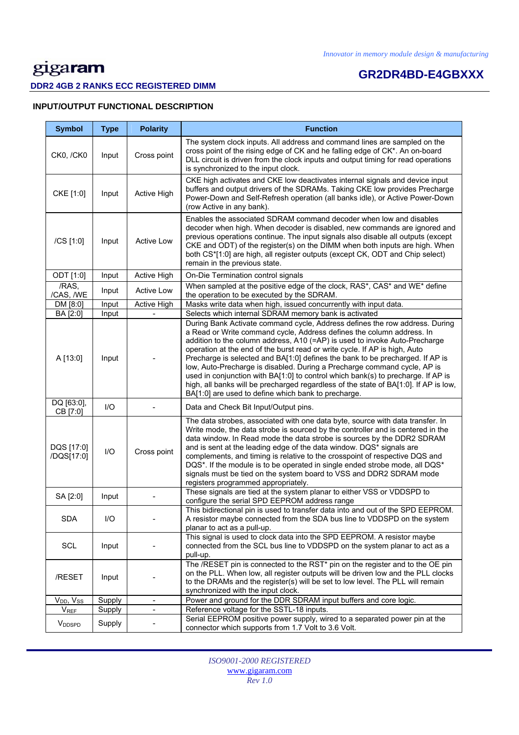## INPUT/OUTPUT FUNCTIONAL DESCRIPTION

| Symbol | Type | Polarity | Function |
|---|---|---|---|
| CK0, /CK0 | Input | Cross point | The system clock inputs. All address and command lines are sampled on the cross point of the rising edge of CK and he falling edge of CK*. An on-board DLL circuit is driven from the clock inputs and output timing for read operations is synchronized to the input clock. |
| CKE [1:0] | Input | Active High | CKE high activates and CKE low deactivates internal signals and device input buffers and output drivers of the SDRAMs. Taking CKE low provides Precharge Power-Down and Self-Refresh operation (all banks idle), or Active Power-Down (row Active in any bank). |
| /CS [1:0] | Input | Active Low | Enables the associated SDRAM command decoder when low and disables decoder when high. When decoder is disabled, new commands are ignored and previous operations continue. The input signals also disable all outputs (except CKE and ODT) of the register(s) on the DIMM when both inputs are high. When both CS*[1:0] are high, all register outputs (except CK, ODT and Chip select) remain in the previous state. |
| ODT [1:0] | Input | Active High | On-Die Termination control signals |
| /RAS, /CAS, /WE | Input | Active Low | When sampled at the positive edge of the clock, RAS*, CAS* and WE* define the operation to be executed by the SDRAM. |
| DM [8:0] | Input | Active High | Masks write data when high, issued concurrently with input data. |
| BA [2:0] | Input | - | Selects which internal SDRAM memory bank is activated |
| A [13:0] | Input | - | During Bank Activate command cycle, Address defines the row address. During a Read or Write command cycle, Address defines the column address. In addition to the column address, A10 (=AP) is used to invoke Auto-Precharge operation at the end of the burst read or write cycle. If AP is high, Auto Precharge is selected and BA[1:0] defines the bank to be precharged. If AP is low, Auto-Precharge is disabled. During a Precharge command cycle, AP is used in conjunction with BA[1:0] to control which bank(s) to precharge. If AP is high, all banks will be precharged regardless of the state of BA[1:0]. If AP is low, BA[1:0] are used to define which bank to precharge. |
| DQ [63:0], CB [7:0] | I/O | - | Data and Check Bit Input/Output pins. |
| DQS [17:0] /DQS[17:0] | I/O | Cross point | The data strobes, associated with one data byte, source with data transfer. In Write mode, the data strobe is sourced by the controller and is centered in the data window. In Read mode the data strobe is sources by the DDR2 SDRAM and is sent at the leading edge of the data window. DQS* signals are complements, and timing is relative to the crosspoint of respective DQS and DQS*. If the module is to be operated in single ended strobe mode, all DQS* signals must be tied on the system board to VSS and DDR2 SDRAM mode registers programmed appropriately. |
| SA [2:0] | Input | - | These signals are tied at the system planar to either VSS or VDDSPD to configure the serial SPD EEPROM address range |
| SDA | I/O | - | This bidirectional pin is used to transfer data into and out of the SPD EEPROM. A resistor maybe connected from the SDA bus line to VDDSPD on the system planar to act as a pull-up. |
| SCL | Input | - | This signal is used to clock data into the SPD EEPROM. A resistor maybe connected from the SCL bus line to VDDSPD on the system planar to act as a pull-up. |
| /RESET | Input | - | The /RESET pin is connected to the RST* pin on the register and to the OE pin on the PLL. When low, all register outputs will be driven low and the PLL clocks to the DRAMs and the register(s) will be set to low level. The PLL will remain synchronized with the input clock. |
| $V_{DD}$, $V_{SS}$ | Supply | - | Power and ground for the DDR SDRAM input buffers and core logic. |
| $V_{REF}$ | Supply | - | Reference voltage for the SSTL-18 inputs. |
| $V_{DDSPD}$ | Supply | - | Serial EEPROM positive power supply, wired to a separated power pin at the connector which supports from 1.7 Volt to 3.6 Volt. |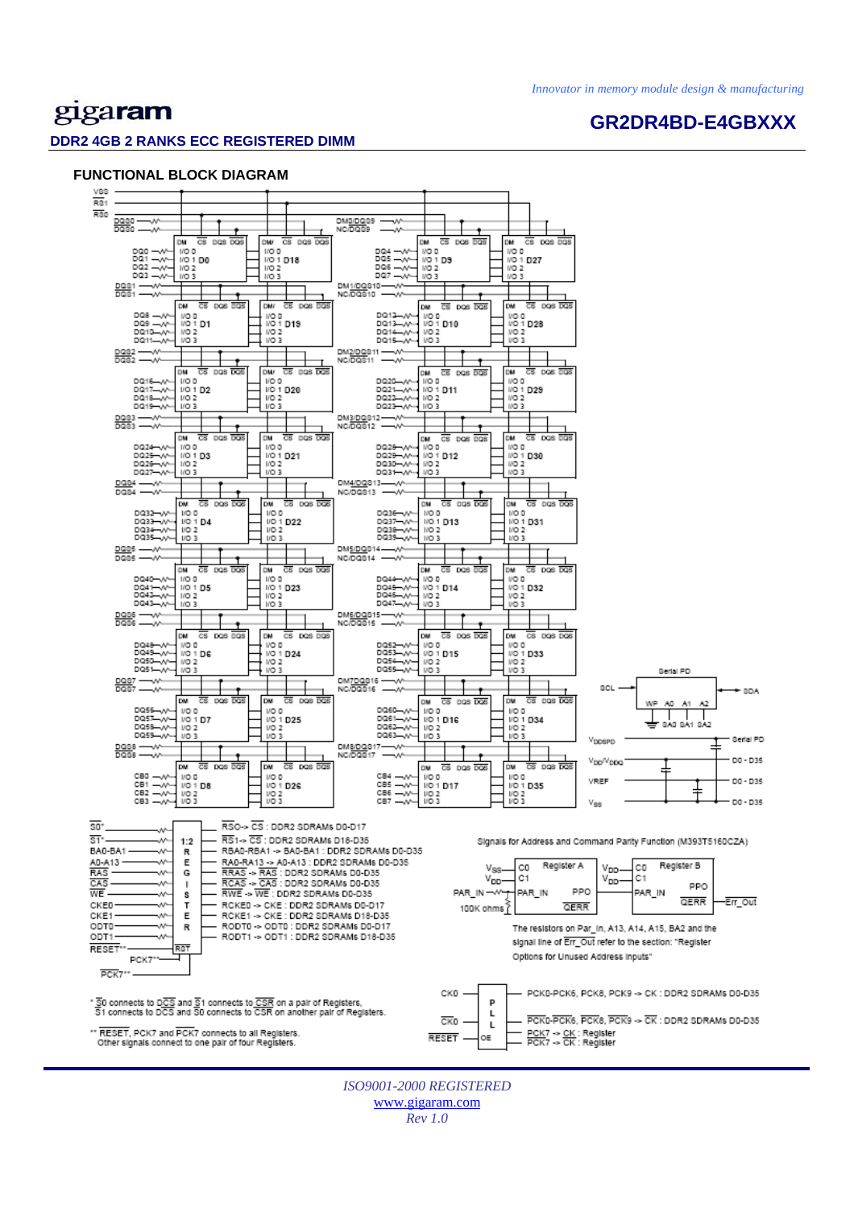## DDR2 4GB 2 RANKS ECC REGISTERED DIMM

## FUNCTIONAL BLOCK DIAGRAM

RS0-> $\overline{CS}$ : DDR2 SDRAMs D0-D17
$\overline{RS1}$-> $\overline{CS}$ : DDR2 SDRAMs D18-D35
RBA0-RBA1 -> BA0-BA1 : DDR2 SDRAMs D0-D35
RA0-RA13 -> A0-A13 : DDR2 SDRAMs D0-D35
$\overline{RRAS}$ -> $\overline{RAS}$ : DDR2 SDRAMs D0-D35
$\overline{RCAS}$ -> $\overline{CAS}$ : DDR2 SDRAMs D0-D35
$\overline{RWE}$ -> $\overline{WE}$ : DDR2 SDRAMs D0-D35
RCKE0 -> CKE : DDR2 SDRAMs D0-D17
RCKE1 -> CKE : DDR2 SDRAMs D18-D35
RODT0 -> ODT0 : DDR2 SDRAMs D0-D17
RODT1 -> ODT1 : DDR2 SDRAMs D18-D35

Signals for Address and Command Parity Function (M393T5160CZA)

The resistors on Par_In, A13, A14, A15, BA2 and the signal line of $\overline{Err\_Out}$ refer to the section: "Register Options for Unused Address inputs"

PCK0-PCK6, PCK8, PCK9 -> CK : DDR2 SDRAMs D0-D35
$\overline{PCK0}$-$\overline{PCK6}$, $\overline{PCK8}$, $\overline{PCK9}$ -> $\overline{CK}$ : DDR2 SDRAMs D0-D35
PCK7 -> CK : Register
$\overline{PCK7}$ -> $\overline{CK}$ : Register

\* $\overline{S0}$ connects to $\overline{DCS}$ and $\overline{S1}$ connects to $\overline{CSR}$ on a pair of Registers.
$\overline{S1}$ connects to $\overline{DCS}$ and $\overline{S0}$ connects to $\overline{CSR}$ on another pair of Registers.

\*\* $\overline{RESET}$, PCK7 and $\overline{PCK7}$ connects to all Registers.
Other signals connect to one pair of four Registers.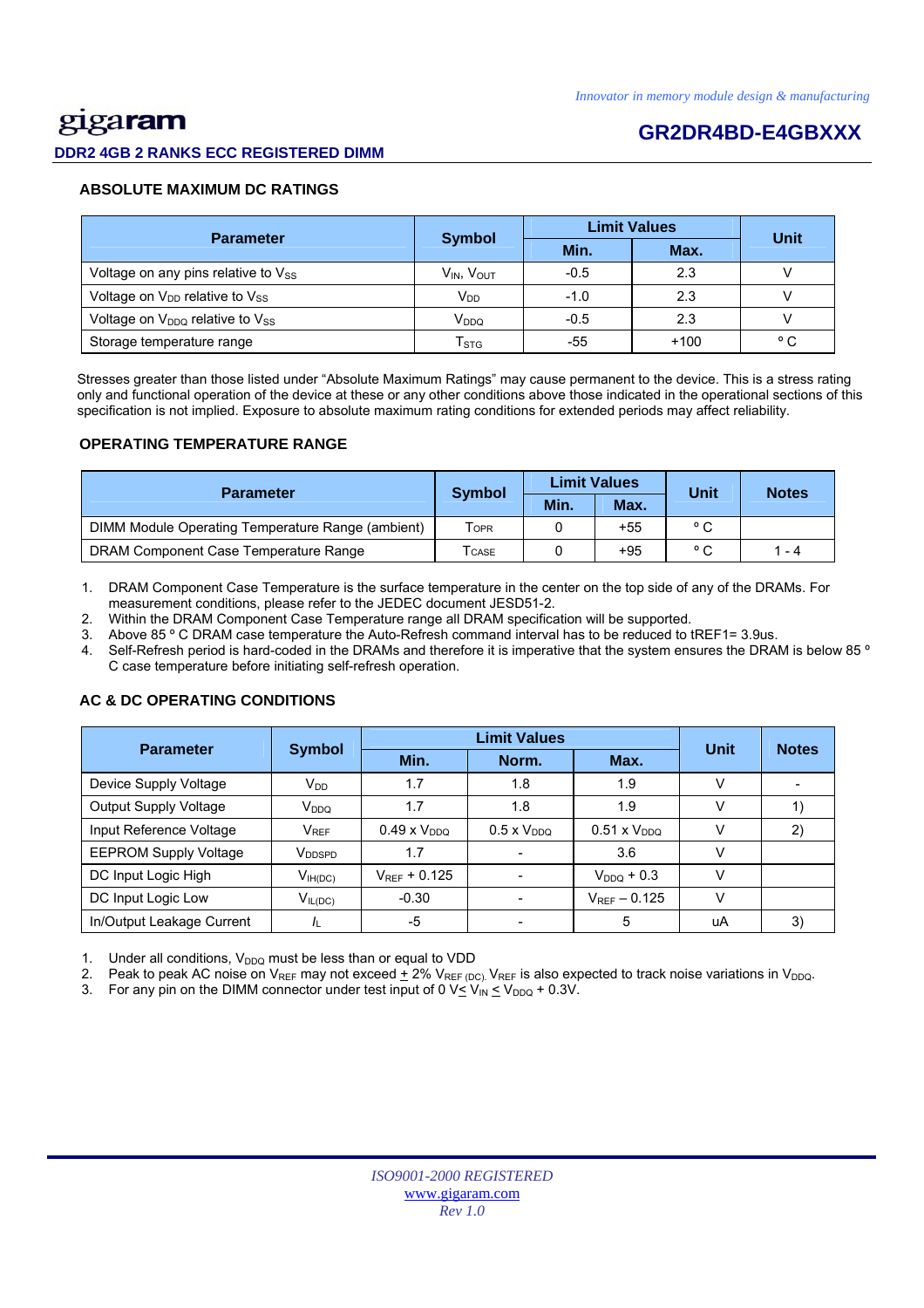## ABSOLUTE MAXIMUM DC RATINGS

| Parameter | Symbol | Limit Values | | Unit |
|---|---|---|---|---|
| | | Min. | Max. | |
| Voltage on any pins relative to $V_{SS}$ | $V_{IN}$, $V_{OUT}$ | -0.5 | 2.3 | V |
| Voltage on $V_{DD}$ relative to $V_{SS}$ | $V_{DD}$ | -1.0 | 2.3 | V |
| Voltage on $V_{DDQ}$ relative to $V_{SS}$ | $V_{DDQ}$ | -0.5 | 2.3 | V |
| Storage temperature range | $T_{STG}$ | -55 | +100 | ° C |

Stresses greater than those listed under "Absolute Maximum Ratings" may cause permanent to the device. This is a stress rating only and functional operation of the device at these or any other conditions above those indicated in the operational sections of this specification is not implied. Exposure to absolute maximum rating conditions for extended periods may affect reliability.

## OPERATING TEMPERATURE RANGE

| Parameter | Symbol | Limit Values | | Unit | Notes |
|---|---|---|---|---|---|
| | | Min. | Max. | | |
| DIMM Module Operating Temperature Range (ambient) | $T_{OPR}$ | 0 | +55 | ° C | |
| DRAM Component Case Temperature Range | $T_{CASE}$ | 0 | +95 | ° C | 1 - 4 |

1. DRAM Component Case Temperature is the surface temperature in the center on the top side of any of the DRAMs. For measurement conditions, please refer to the JEDEC document JESD51-2.
2. Within the DRAM Component Case Temperature range all DRAM specification will be supported.
3. Above 85 ° C DRAM case temperature the Auto-Refresh command interval has to be reduced to tREF1= 3.9us.
4. Self-Refresh period is hard-coded in the DRAMs and therefore it is imperative that the system ensures the DRAM is below 85 ° C case temperature before initiating self-refresh operation.

## AC & DC OPERATING CONDITIONS

| Parameter | Symbol | Limit Values | | | Unit | Notes |
|---|---|---|---|---|---|---|
| | | Min. | Norm. | Max. | | |
| Device Supply Voltage | $V_{DD}$ | 1.7 | 1.8 | 1.9 | V | - |
| Output Supply Voltage | $V_{DDQ}$ | 1.7 | 1.8 | 1.9 | V | 1) |
| Input Reference Voltage | $V_{REF}$ | 0.49 x $V_{DDQ}$ | 0.5 x $V_{DDQ}$ | 0.51 x $V_{DDQ}$ | V | 2) |
| EEPROM Supply Voltage | $V_{DDSPD}$ | 1.7 | - | 3.6 | V | |
| DC Input Logic High | $V_{IH(DC)}$ | $V_{REF}$ + 0.125 | - | $V_{DDQ}$ + 0.3 | V | |
| DC Input Logic Low | $V_{IL(DC)}$ | -0.30 | - | $V_{REF}$ – 0.125 | V | |
| In/Output Leakage Current | $I_L$ | -5 | - | 5 | uA | 3) |

1. Under all conditions, $V_{DDQ}$ must be less than or equal to VDD
2. Peak to peak AC noise on $V_{REF}$ may not exceed ± 2% $V_{REF\ (DC)}$. $V_{REF}$ is also expected to track noise variations in $V_{DDQ}$.
3. For any pin on the DIMM connector under test input of 0 V ≤ $V_{IN}$ ≤ $V_{DDQ}$ + 0.3V.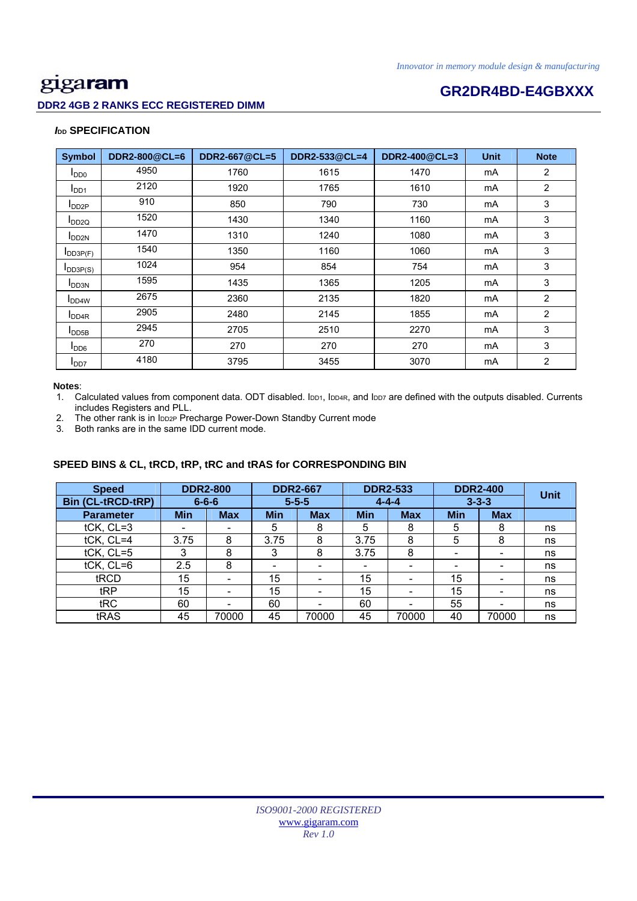### $I_{DD}$ SPECIFICATION

| Symbol | DDR2-800@CL=6 | DDR2-667@CL=5 | DDR2-533@CL=4 | DDR2-400@CL=3 | Unit | Note |
|---|---|---|---|---|---|---|
| $I_{DD0}$ | 4950 | 1760 | 1615 | 1470 | mA | 2 |
| $I_{DD1}$ | 2120 | 1920 | 1765 | 1610 | mA | 2 |
| $I_{DD2P}$ | 910 | 850 | 790 | 730 | mA | 3 |
| $I_{DD2Q}$ | 1520 | 1430 | 1340 | 1160 | mA | 3 |
| $I_{DD2N}$ | 1470 | 1310 | 1240 | 1080 | mA | 3 |
| $I_{DD3P(F)}$ | 1540 | 1350 | 1160 | 1060 | mA | 3 |
| $I_{DD3P(S)}$ | 1024 | 954 | 854 | 754 | mA | 3 |
| $I_{DD3N}$ | 1595 | 1435 | 1365 | 1205 | mA | 3 |
| $I_{DD4W}$ | 2675 | 2360 | 2135 | 1820 | mA | 2 |
| $I_{DD4R}$ | 2905 | 2480 | 2145 | 1855 | mA | 2 |
| $I_{DD5B}$ | 2945 | 2705 | 2510 | 2270 | mA | 3 |
| $I_{DD6}$ | 270 | 270 | 270 | 270 | mA | 3 |
| $I_{DD7}$ | 4180 | 3795 | 3455 | 3070 | mA | 2 |

**Notes**:

1. Calculated values from component data. ODT disabled. $I_{DD1}$, $I_{DD4R}$, and $I_{DD7}$ are defined with the outputs disabled. Currents includes Registers and PLL.
2. The other rank is in $I_{DD2P}$ Precharge Power-Down Standby Current mode
3. Both ranks are in the same IDD current mode.

### SPEED BINS & CL, tRCD, tRP, tRC and tRAS for CORRESPONDING BIN

| Speed | DDR2-800 | | DDR2-667 | | DDR2-533 | | DDR2-400 | | Unit |
|---|---|---|---|---|---|---|---|---|---|
| Bin (CL-tRCD-tRP) | 6-6-6 | | 5-5-5 | | 4-4-4 | | 3-3-3 | | |
| Parameter | Min | Max | Min | Max | Min | Max | Min | Max | |
| tCK, CL=3 | - | - | 5 | 8 | 5 | 8 | 5 | 8 | ns |
| tCK, CL=4 | 3.75 | 8 | 3.75 | 8 | 3.75 | 8 | 5 | 8 | ns |
| tCK, CL=5 | 3 | 8 | 3 | 8 | 3.75 | 8 | - | - | ns |
| tCK, CL=6 | 2.5 | 8 | - | - | - | - | - | - | ns |
| tRCD | 15 | - | 15 | - | 15 | - | 15 | - | ns |
| tRP | 15 | - | 15 | - | 15 | - | 15 | - | ns |
| tRC | 60 | - | 60 | - | 60 | - | 55 | - | ns |
| tRAS | 45 | 70000 | 45 | 70000 | 45 | 70000 | 40 | 70000 | ns |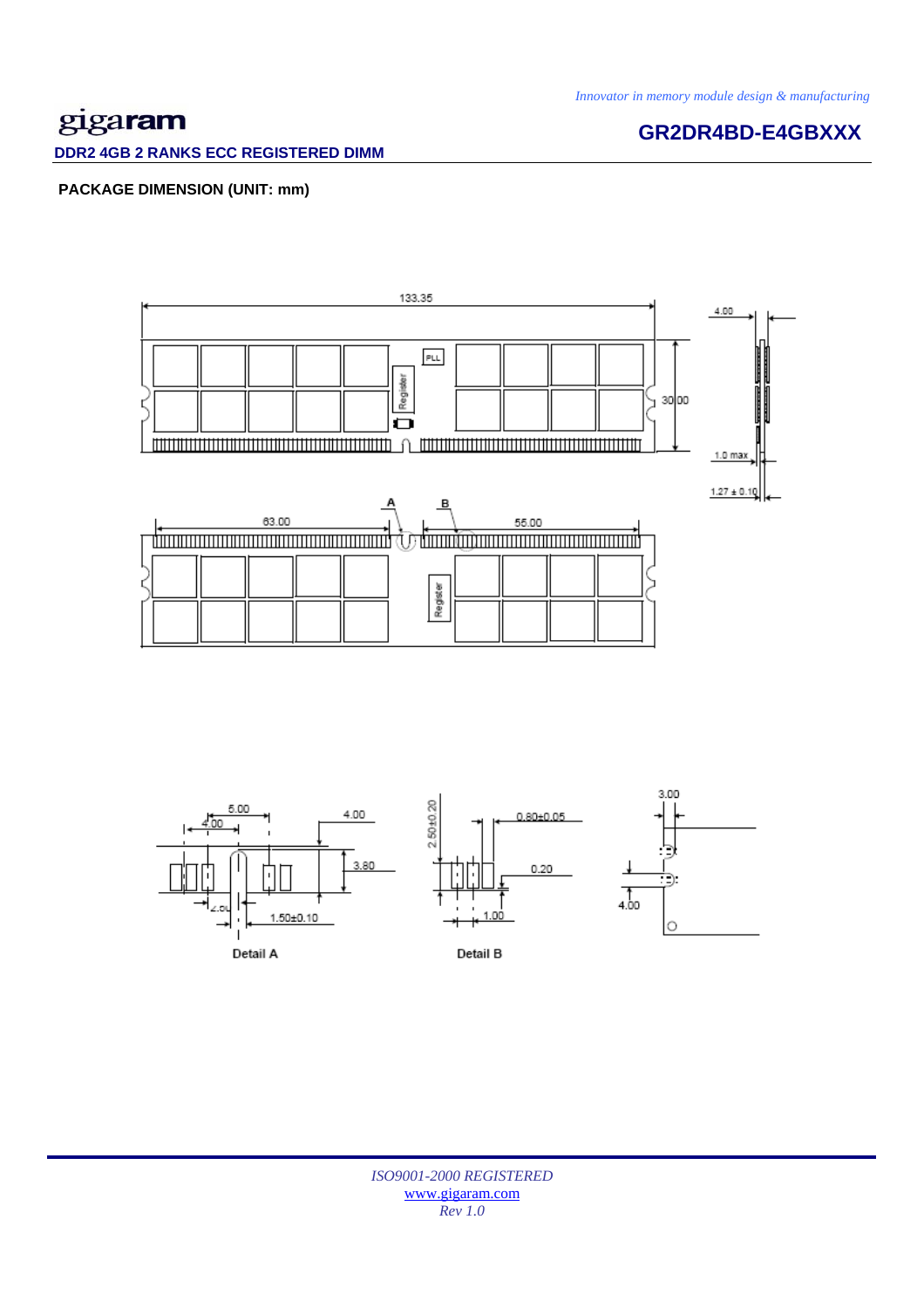**PACKAGE DIMENSION (UNIT: mm)**

133.35

4.00

PLL

Register

30.00

1.0 max

1.27 ± 0.10

A

B

63.00

55.00

Register

5.00

4.00

4.00

3.80

2.50

1.50±0.10

Detail A

2.50±0.20

0.80±0.05

0.20

1.00

Detail B

3.00

4.00